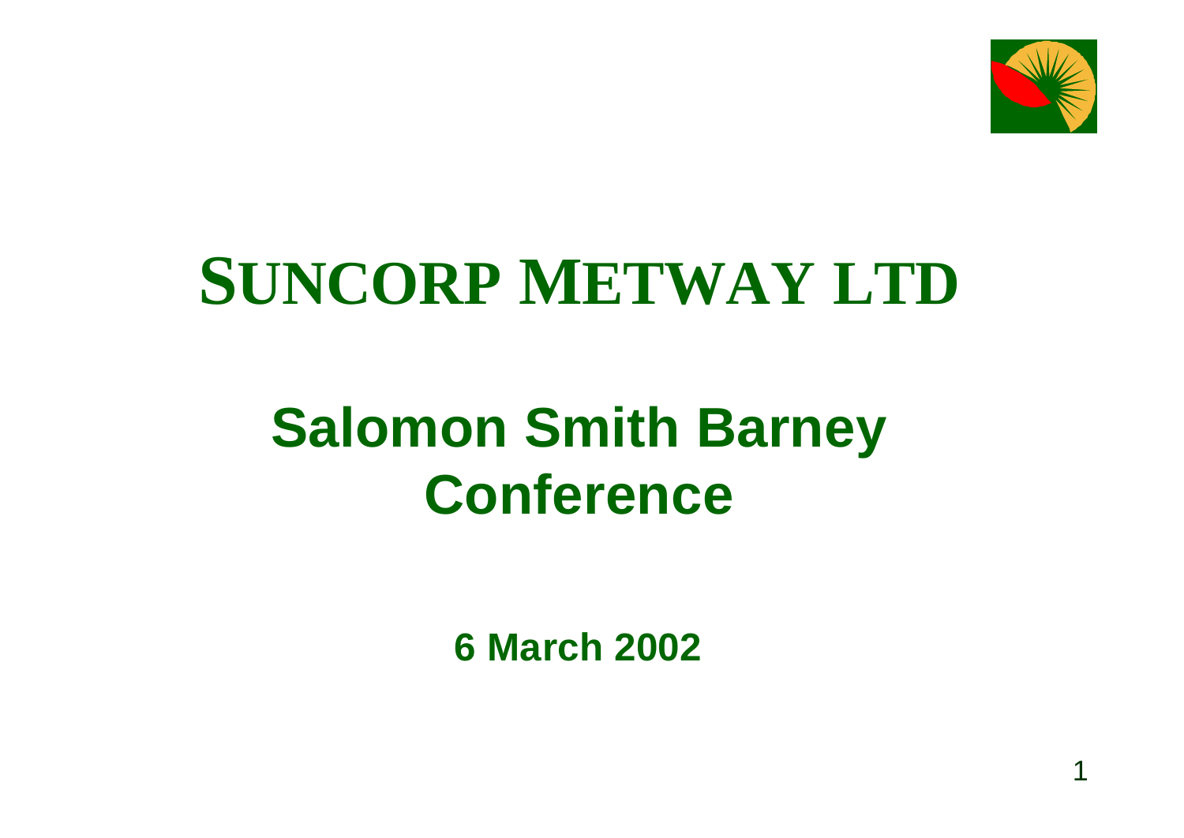# SUNCORP METWAY LTD

## Salomon Smith Barney Conference

**6 March 2002**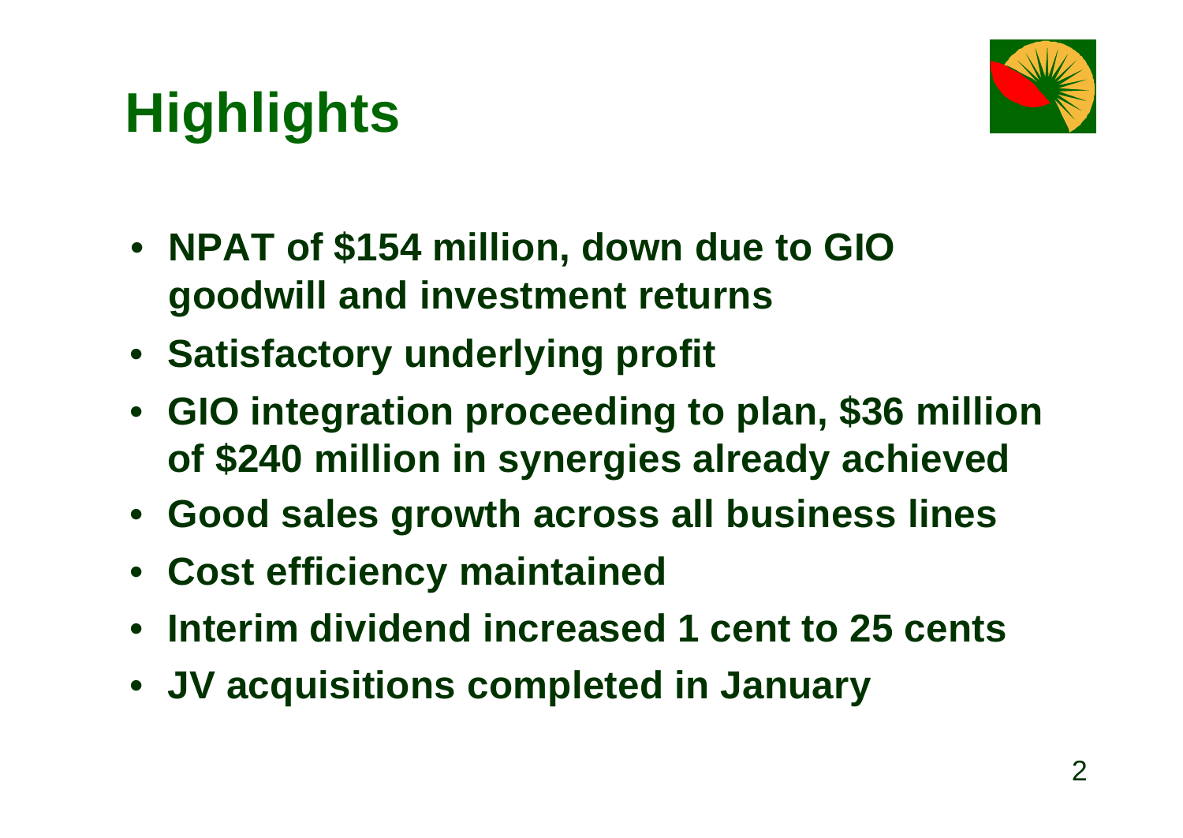# Highlights

- NPAT of $154 million, down due to GIO goodwill and investment returns
- Satisfactory underlying profit
- GIO integration proceeding to plan, $36 million of $240 million in synergies already achieved
- Good sales growth across all business lines
- Cost efficiency maintained
- Interim dividend increased 1 cent to 25 cents
- JV acquisitions completed in January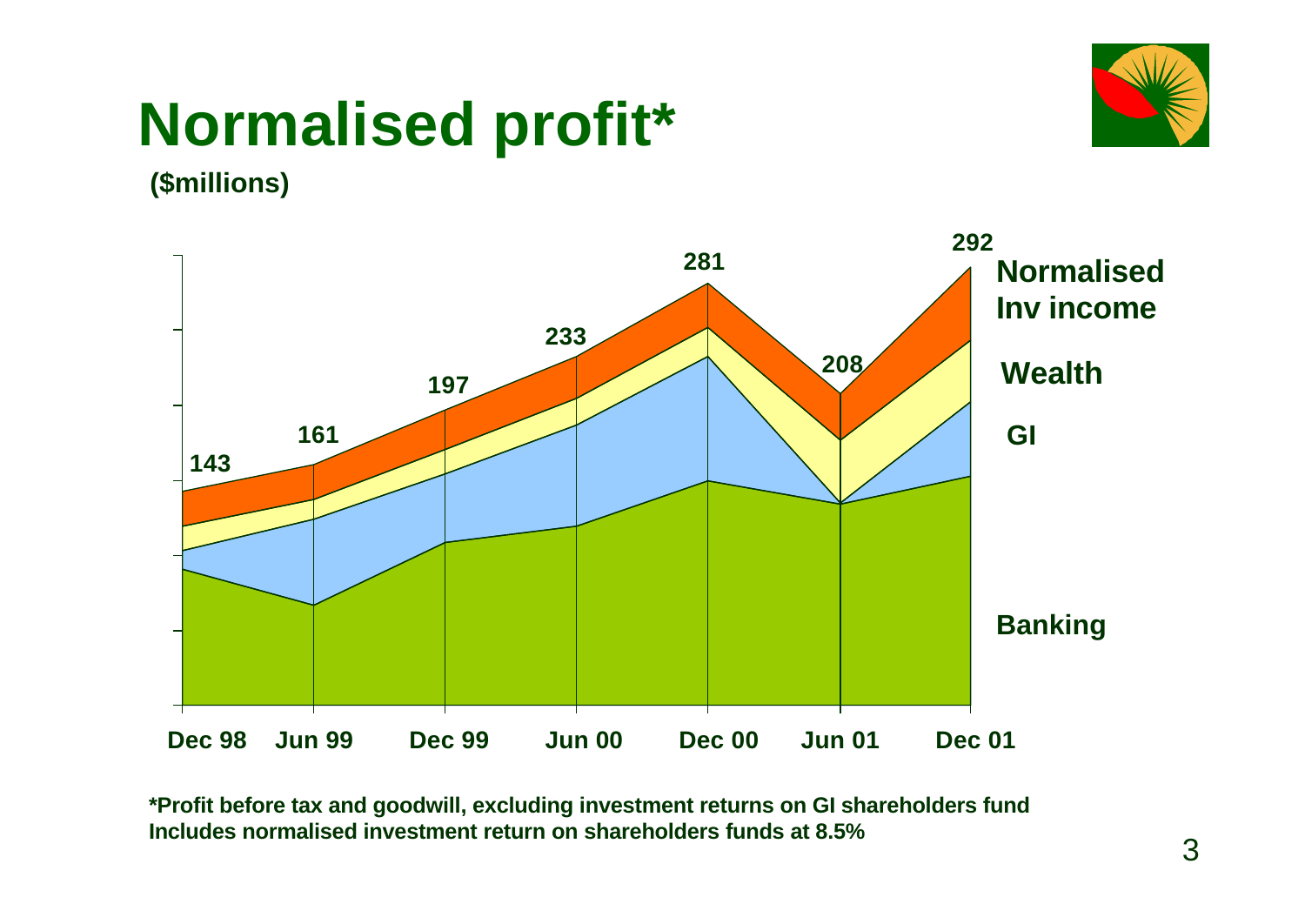# Normalised profit*

**($millions)**

| Period | Total |
|---|---|
| Dec 98 | 143 |
| Jun 99 | 161 |
| Dec 99 | 197 |
| Jun 00 | 233 |
| Dec 00 | 281 |
| Jun 01 | 208 |
| Dec 01 | 292 |

Components: Normalised Inv income, Wealth, GI, Banking

**\*Profit before tax and goodwill, excluding investment returns on GI shareholders fund**
**Includes normalised investment return on shareholders funds at 8.5%**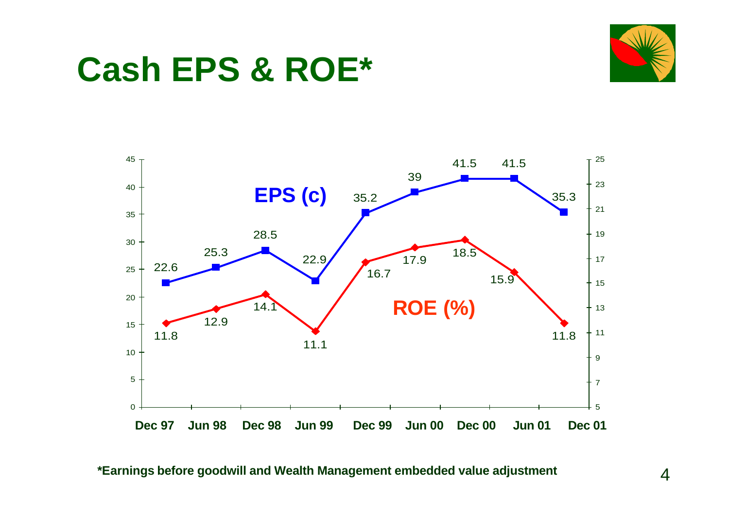# Cash EPS & ROE*

| Period | EPS (c) | ROE (%) |
|---|---|---|
| Dec 97 | 22.6 | 11.8 |
| Jun 98 | 25.3 | 12.9 |
| Dec 98 | 28.5 | 14.1 |
| Jun 99 | 22.9 | 11.1 |
| Dec 99 | 35.2 | 16.7 |
| Jun 00 | 39 | 17.9 |
| Dec 00 | 41.5 | 18.5 |
| Jun 01 | 41.5 | 15.9 |
| Dec 01 | 35.3 | 11.8 |

**\*Earnings before goodwill and Wealth Management embedded value adjustment**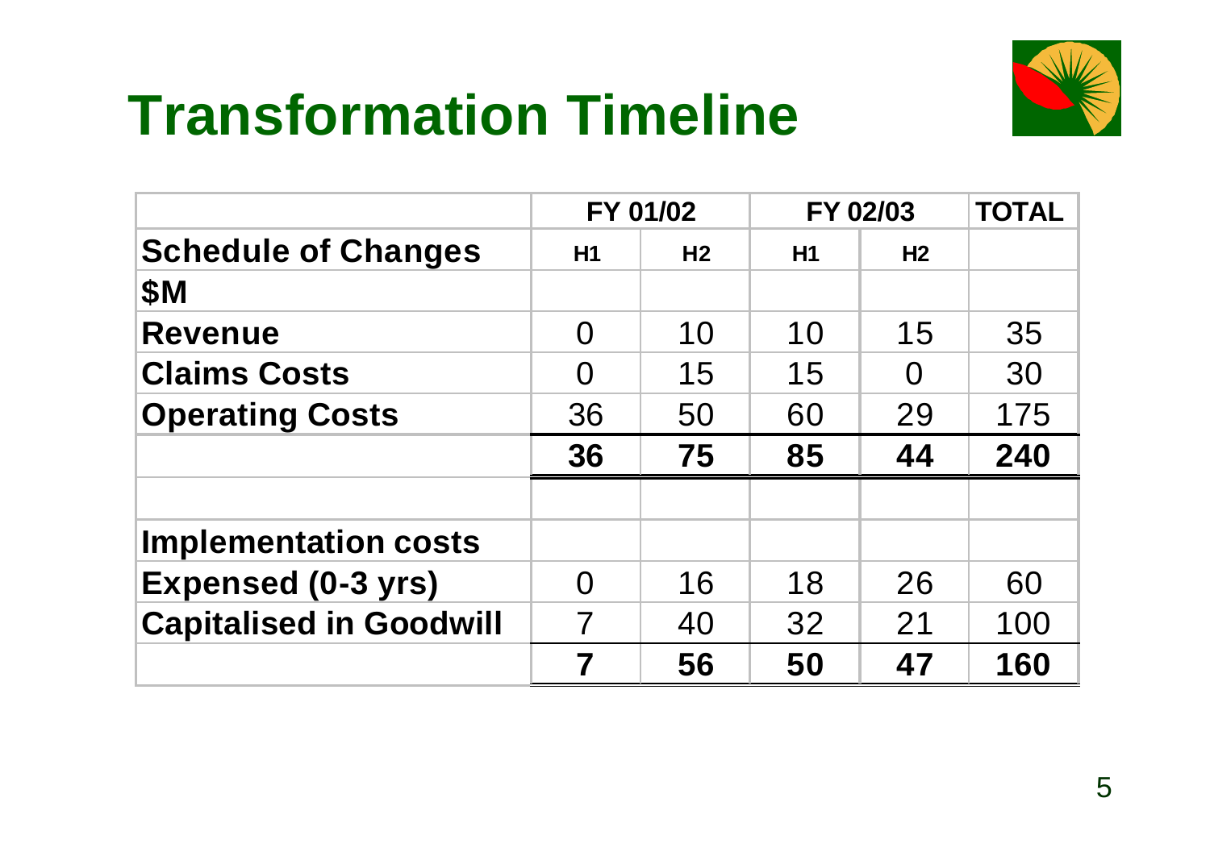# Transformation Timeline

| | FY 01/02 | | FY 02/03 | | TOTAL |
|---|---|---|---|---|---|
| **Schedule of Changes** | **H1** | **H2** | **H1** | **H2** | |
| **$M** | | | | | |
| **Revenue** | 0 | 10 | 10 | 15 | 35 |
| **Claims Costs** | 0 | 15 | 15 | 0 | 30 |
| **Operating Costs** | 36 | 50 | 60 | 29 | 175 |
| | **36** | **75** | **85** | **44** | **240** |
| | | | | | |
| **Implementation costs** | | | | | |
| **Expensed (0-3 yrs)** | 0 | 16 | 18 | 26 | 60 |
| **Capitalised in Goodwill** | 7 | 40 | 32 | 21 | 100 |
| | **7** | **56** | **50** | **47** | **160** |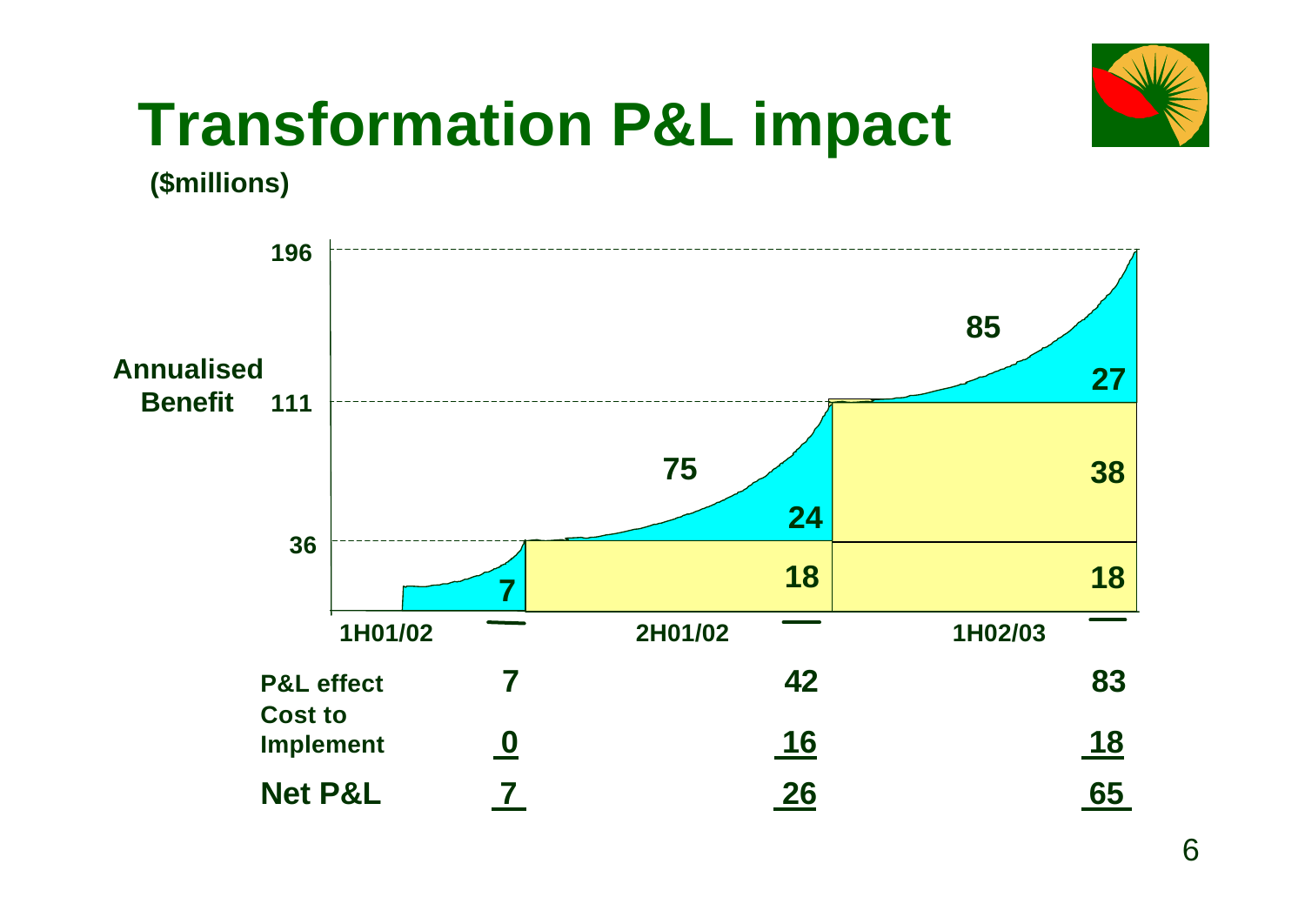# Transformation P&L impact

**($millions)**

Annualised Benefit: 36, 111, 196

| | 1H01/02 | 2H01/02 | 1H02/03 |
|---|---|---|---|
| Annualised benefit increase | | 75 | 85 |
| Chart segments | 7 | 18, 24 | 18, 38, 27 |
| **P&L effect** | **7** | **42** | **83** |
| **Cost to Implement** | **0** | **16** | **18** |
| **Net P&L** | **7** | **26** | **65** |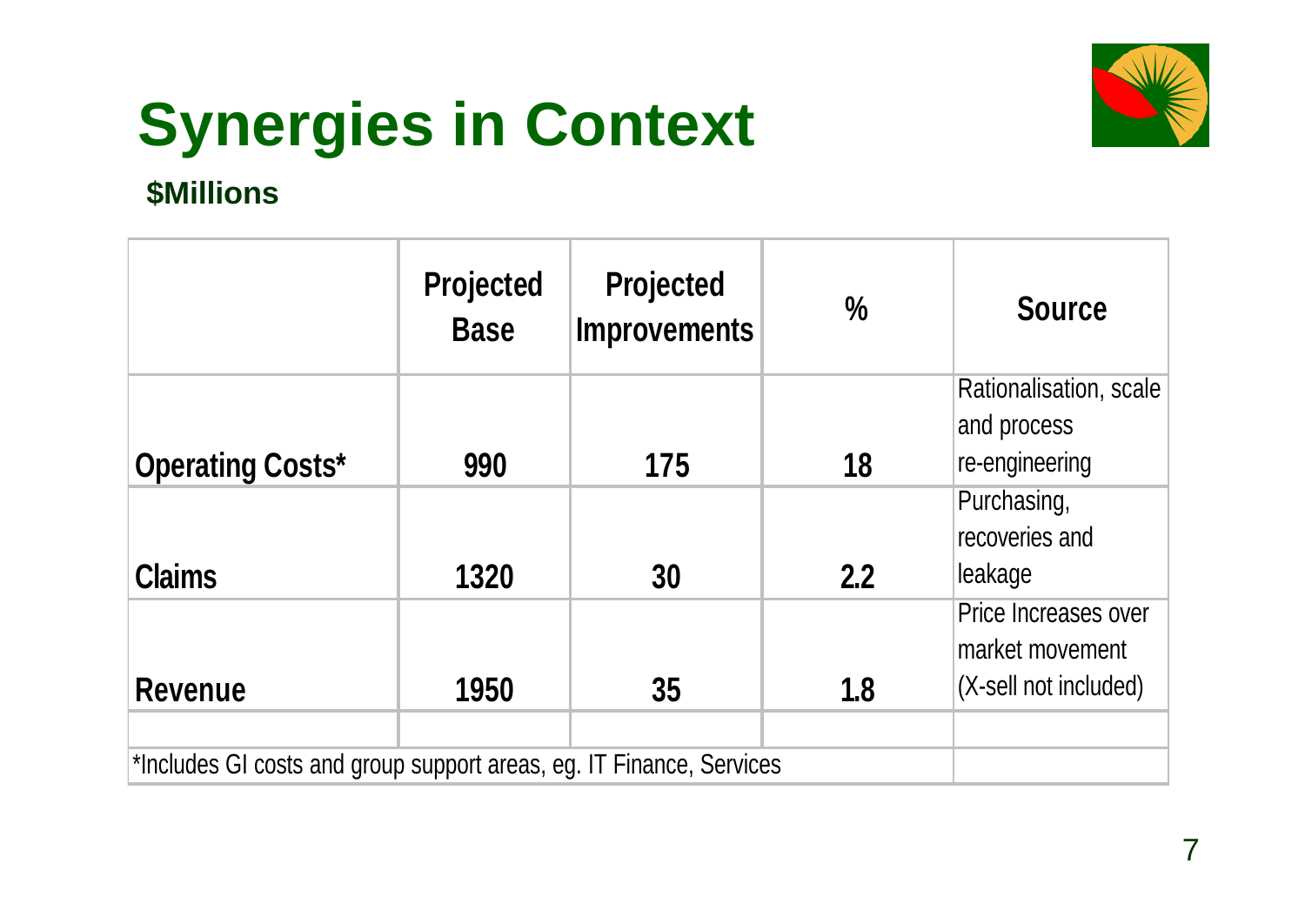# Synergies in Context

**$Millions**

| | Projected Base | Projected Improvements | % | Source |
|---|---|---|---|---|
| **Operating Costs*** | **990** | **175** | **18** | Rationalisation, scale and process re-engineering |
| **Claims** | **1320** | **30** | **2.2** | Purchasing, recoveries and leakage |
| **Revenue** | **1950** | **35** | **1.8** | Price Increases over market movement (X-sell not included) |

*Includes GI costs and group support areas, eg. IT Finance, Services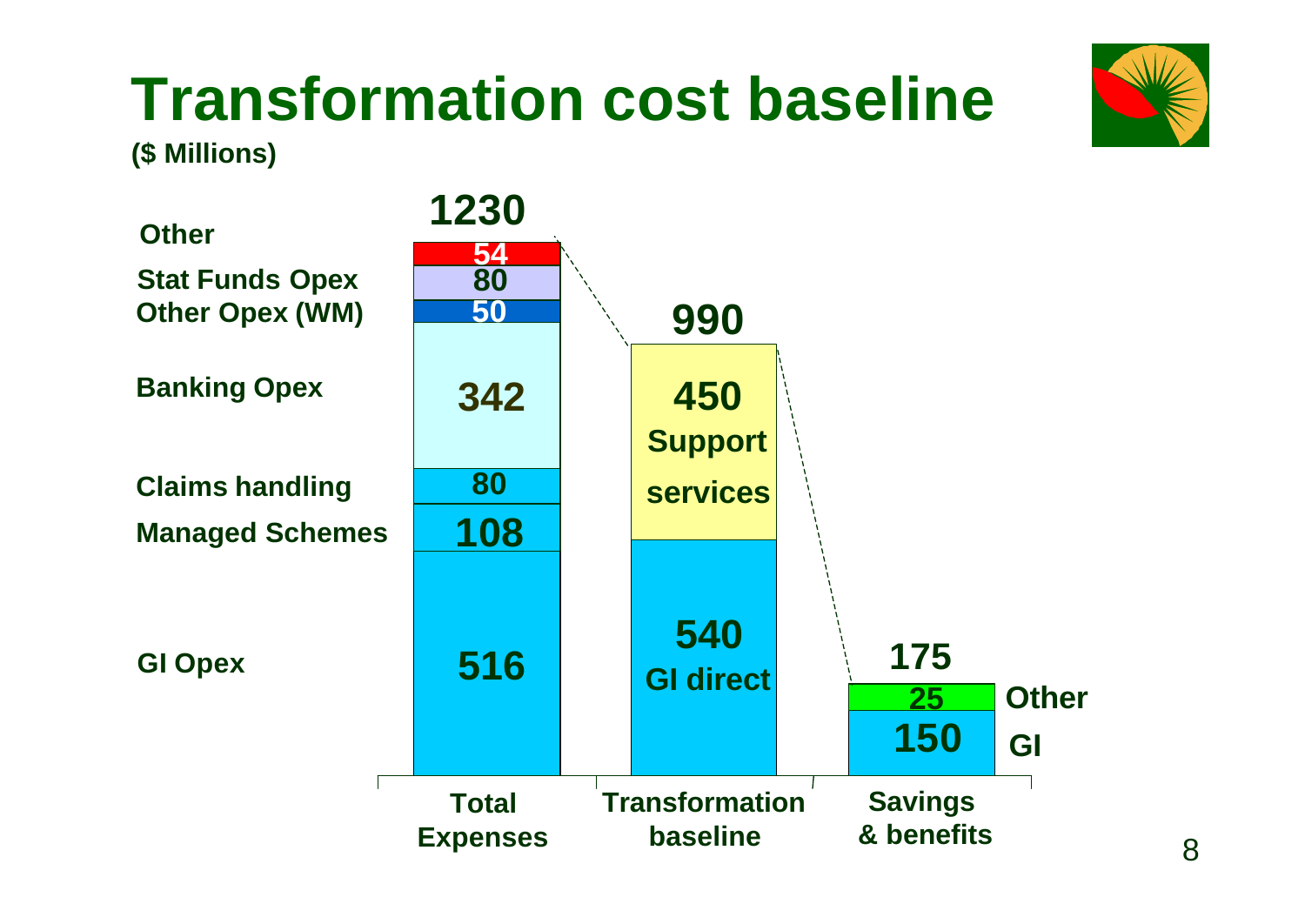# Transformation cost baseline

**($ Millions)**

| Total Expenses | | Value |
|---|---|---|
| Other | | 54 |
| Stat Funds Opex | | 80 |
| Other Opex (WM) | | 50 |
| Banking Opex | | 342 |
| Claims handling | | 80 |
| Managed Schemes | | 108 |
| GI Opex | | 516 |
| **Total** | | **1230** |

| Transformation baseline | Value |
|---|---|
| Support services | 450 |
| GI direct | 540 |
| **Total** | **990** |

| Savings & benefits | Value |
|---|---|
| Other | 25 |
| GI | 150 |
| **Total** | **175** |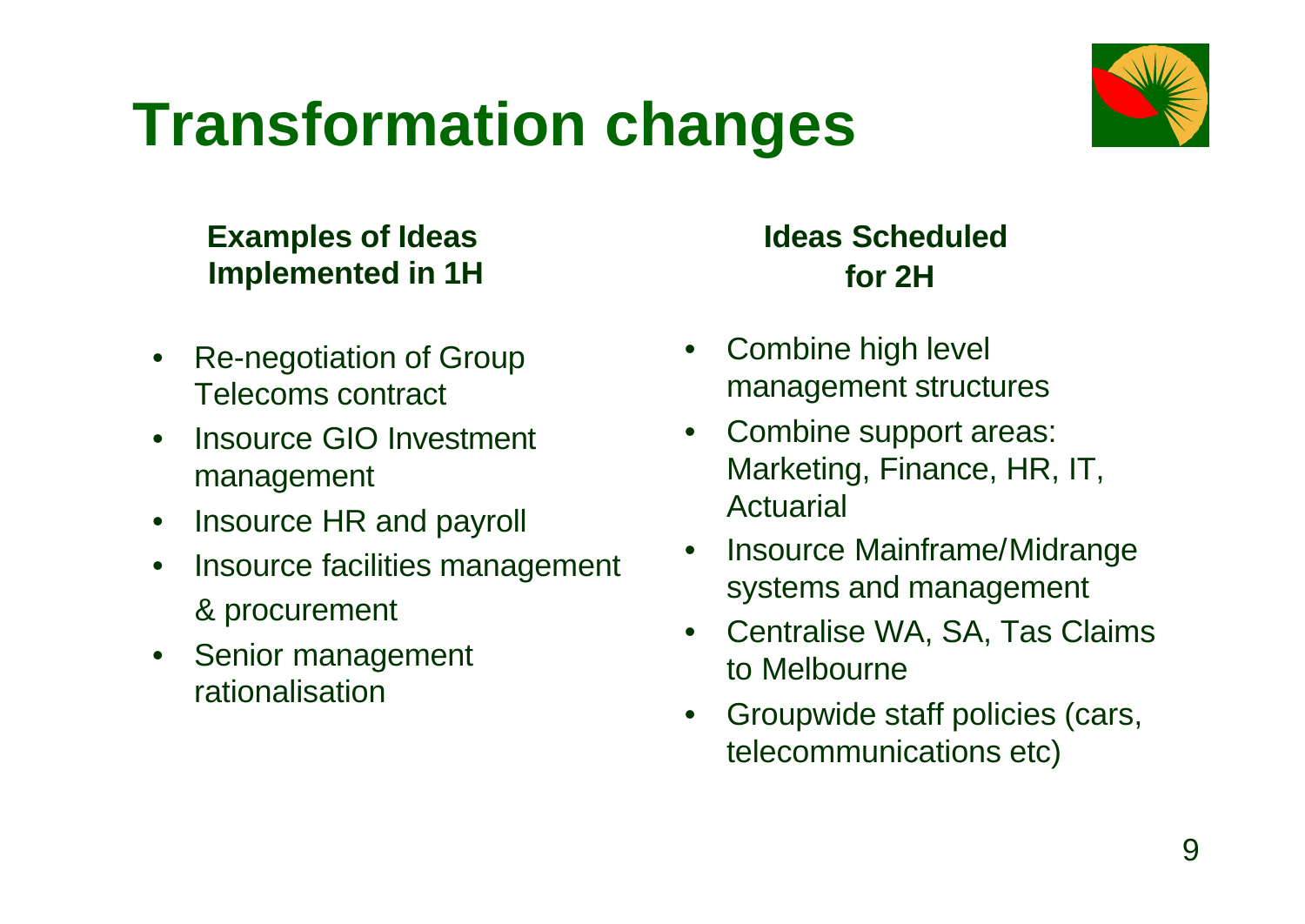# Transformation changes

**Examples of Ideas Implemented in 1H**

- Re-negotiation of Group Telecoms contract
- Insource GIO Investment management
- Insource HR and payroll
- Insource facilities management & procurement
- Senior management rationalisation

**Ideas Scheduled for 2H**

- Combine high level management structures
- Combine support areas: Marketing, Finance, HR, IT, Actuarial
- Insource Mainframe/Midrange systems and management
- Centralise WA, SA, Tas Claims to Melbourne
- Groupwide staff policies (cars, telecommunications etc)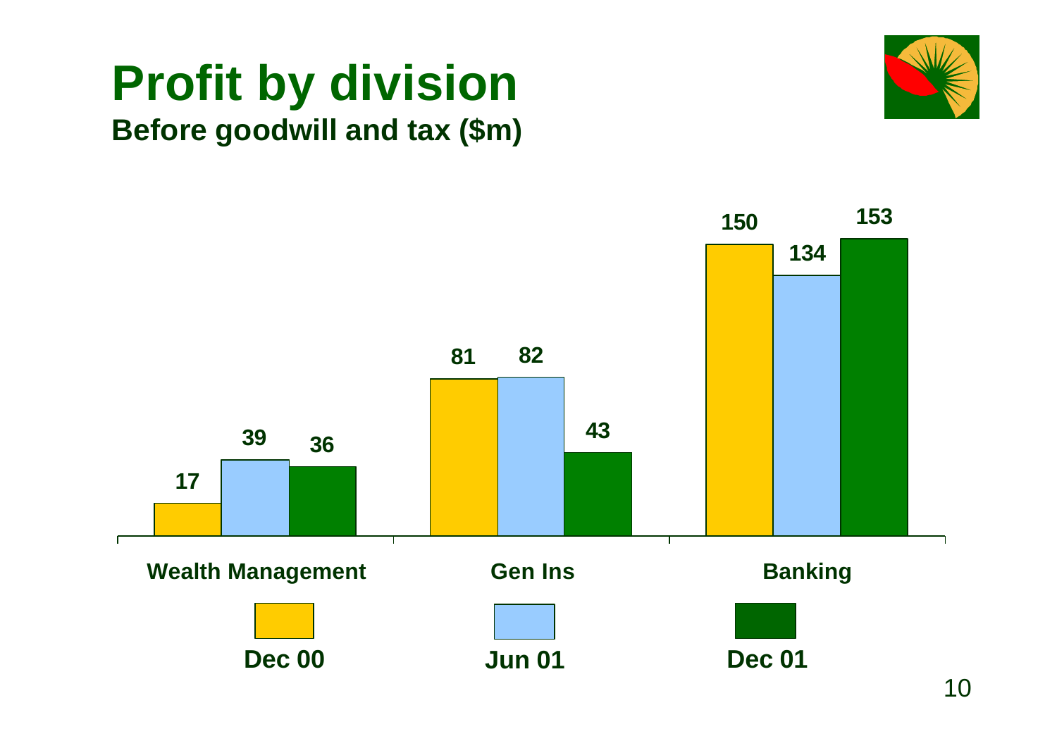# Profit by division

**Before goodwill and tax ($m)**

| | Dec 00 | Jun 01 | Dec 01 |
|---|---|---|---|
| Wealth Management | 17 | 39 | 36 |
| Gen Ins | 81 | 82 | 43 |
| Banking | 150 | 134 | 153 |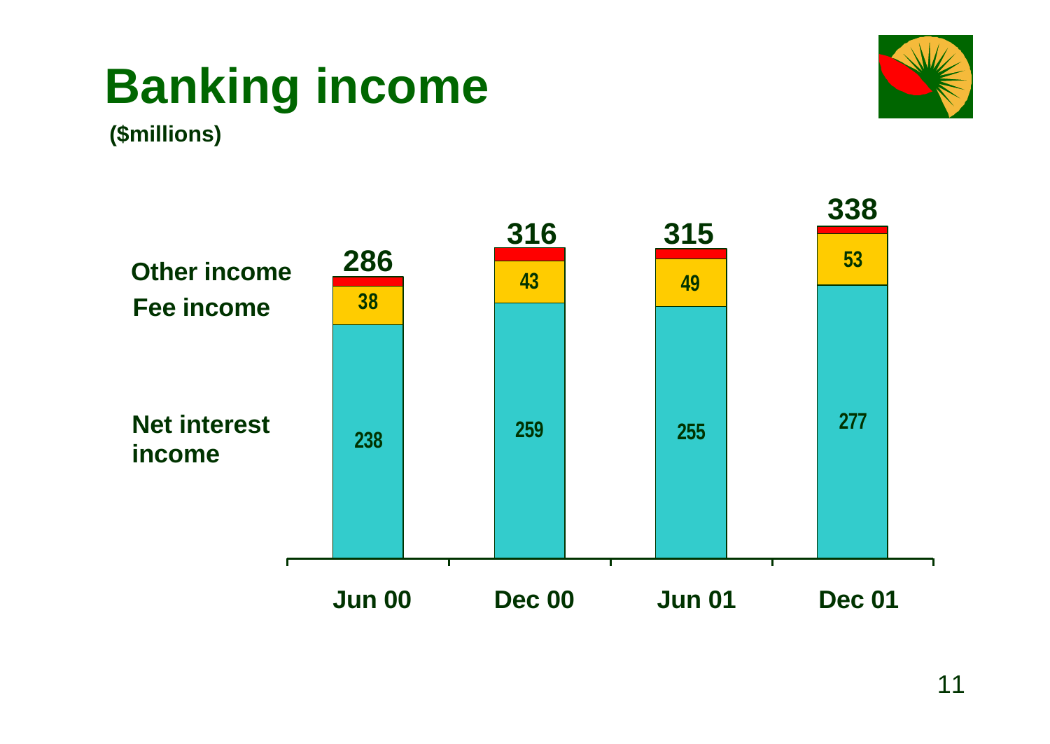# Banking income

**($millions)**

| | Jun 00 | Dec 00 | Jun 01 | Dec 01 |
|---|---|---|---|---|
| Other income | | | | |
| Fee income | 38 | 43 | 49 | 53 |
| Net interest income | 238 | 259 | 255 | 277 |
| Total | 286 | 316 | 315 | 338 |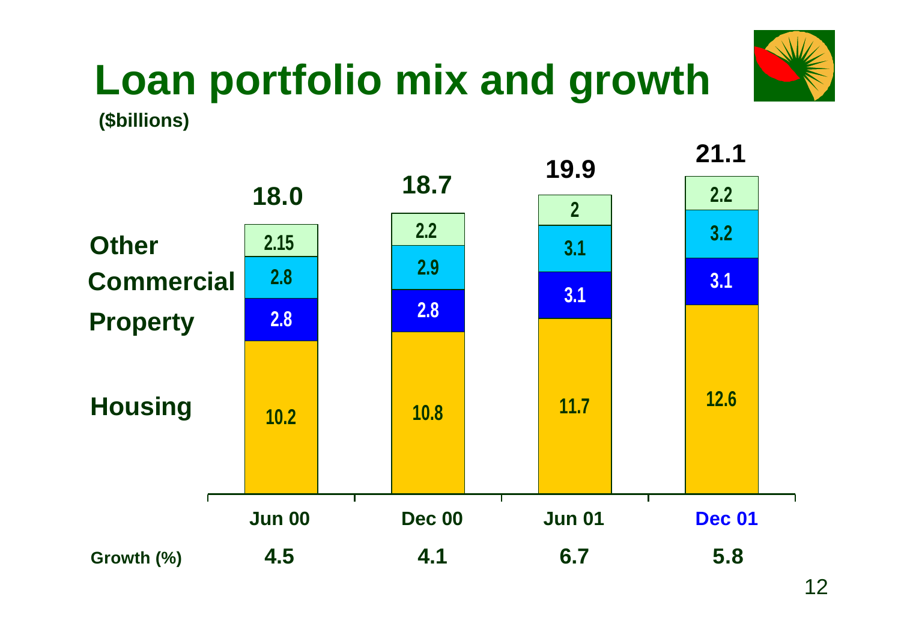# Loan portfolio mix and growth

**($billions)**

| | Jun 00 | Dec 00 | Jun 01 | Dec 01 |
|---|---|---|---|---|
| Other | 2.15 | 2.2 | 2 | 2.2 |
| Commercial | 2.8 | 2.9 | 3.1 | 3.2 |
| Property | 2.8 | 2.8 | 3.1 | 3.1 |
| Housing | 10.2 | 10.8 | 11.7 | 12.6 |
| **Total** | **18.0** | **18.7** | **19.9** | **21.1** |
| Growth (%) | 4.5 | 4.1 | 6.7 | 5.8 |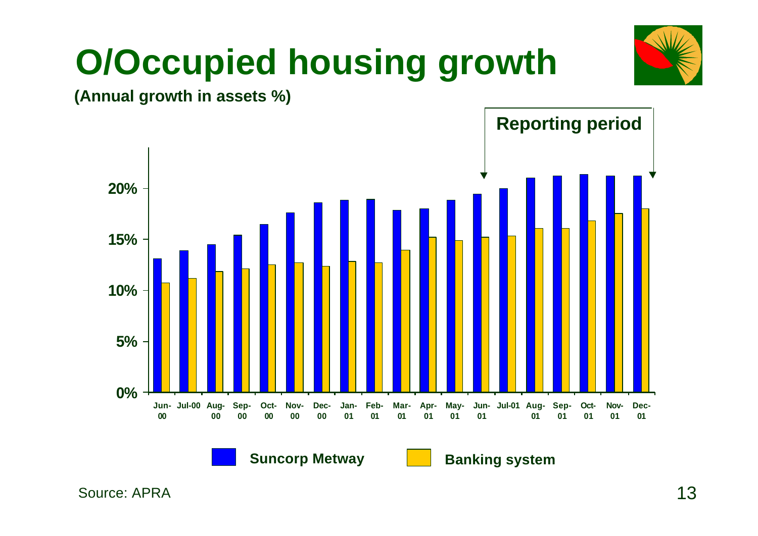# O/Occupied housing growth

**(Annual growth in assets %)**

**Reporting period**

| | Jun-00 | Jul-00 | Aug-00 | Sep-00 | Oct-00 | Nov-00 | Dec-00 | Jan-01 | Feb-01 | Mar-01 | Apr-01 | May-01 | Jun-01 | Jul-01 | Aug-01 | Sep-01 | Oct-01 | Nov-01 | Dec-01 |
|---|---|---|---|---|---|---|---|---|---|---|---|---|---|---|---|---|---|---|---|
| Suncorp Metway | 13.1% | 13.9% | 14.5% | 15.4% | 16.5% | 17.6% | 18.6% | 18.8% | 18.9% | 17.8% | 18.0% | 18.8% | 19.4% | 20.0% | 21.0% | 21.2% | 21.4% | 21.2% | 21.2% |
| Banking system | 10.7% | 11.2% | 11.8% | 12.1% | 12.5% | 12.7% | 12.4% | 12.8% | 12.7% | 13.9% | 15.2% | 14.9% | 15.2% | 15.3% | 16.1% | 16.1% | 16.8% | 17.5% | 18.0% |

*Values approximated from chart; reporting period spans Jun-01 to Dec-01.*

Source: APRA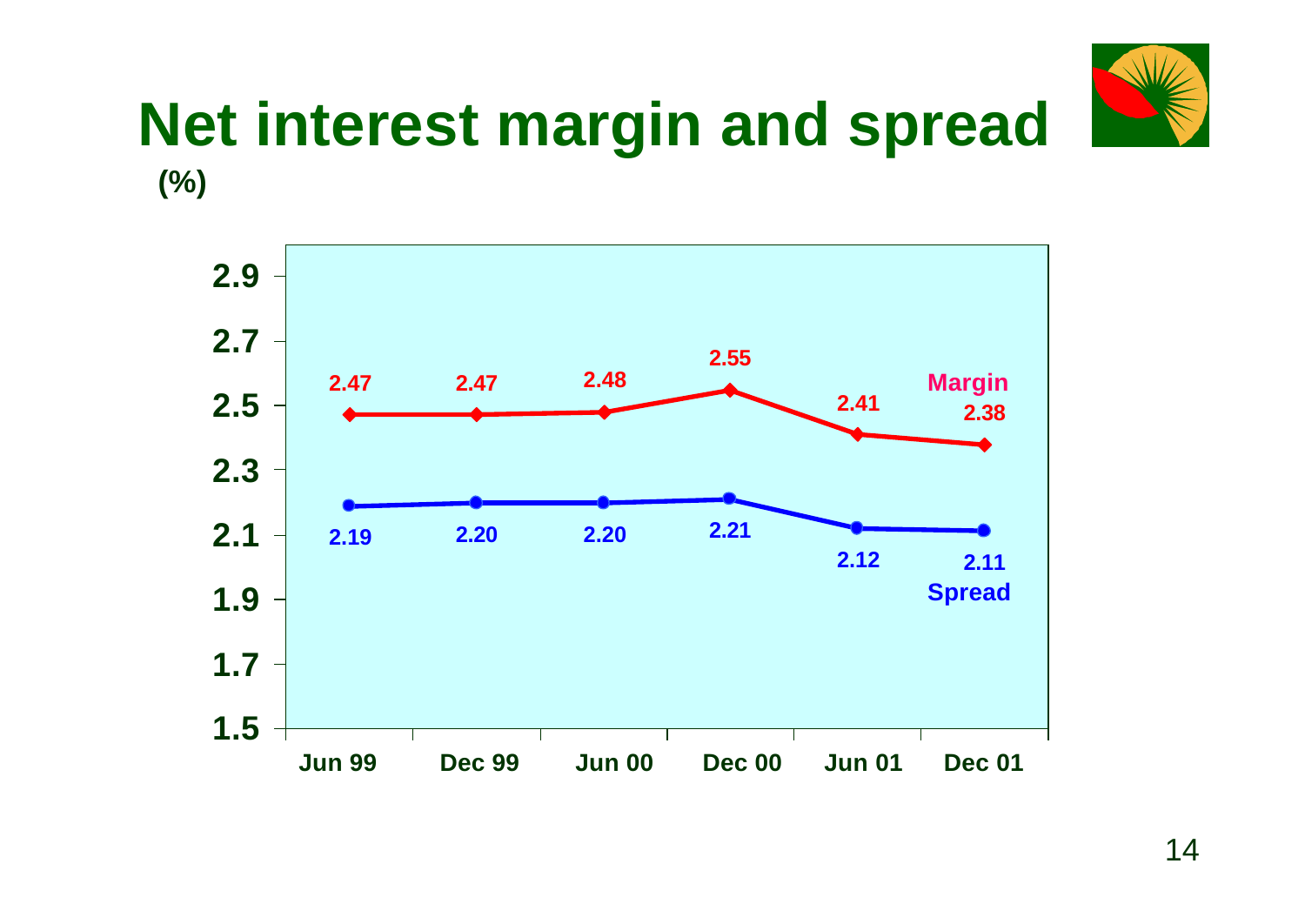# Net interest margin and spread

**(%)**

| | Jun 99 | Dec 99 | Jun 00 | Dec 00 | Jun 01 | Dec 01 |
|---|---|---|---|---|---|---|
| Margin | 2.47 | 2.47 | 2.48 | 2.55 | 2.41 | 2.38 |
| Spread | 2.19 | 2.20 | 2.20 | 2.21 | 2.12 | 2.11 |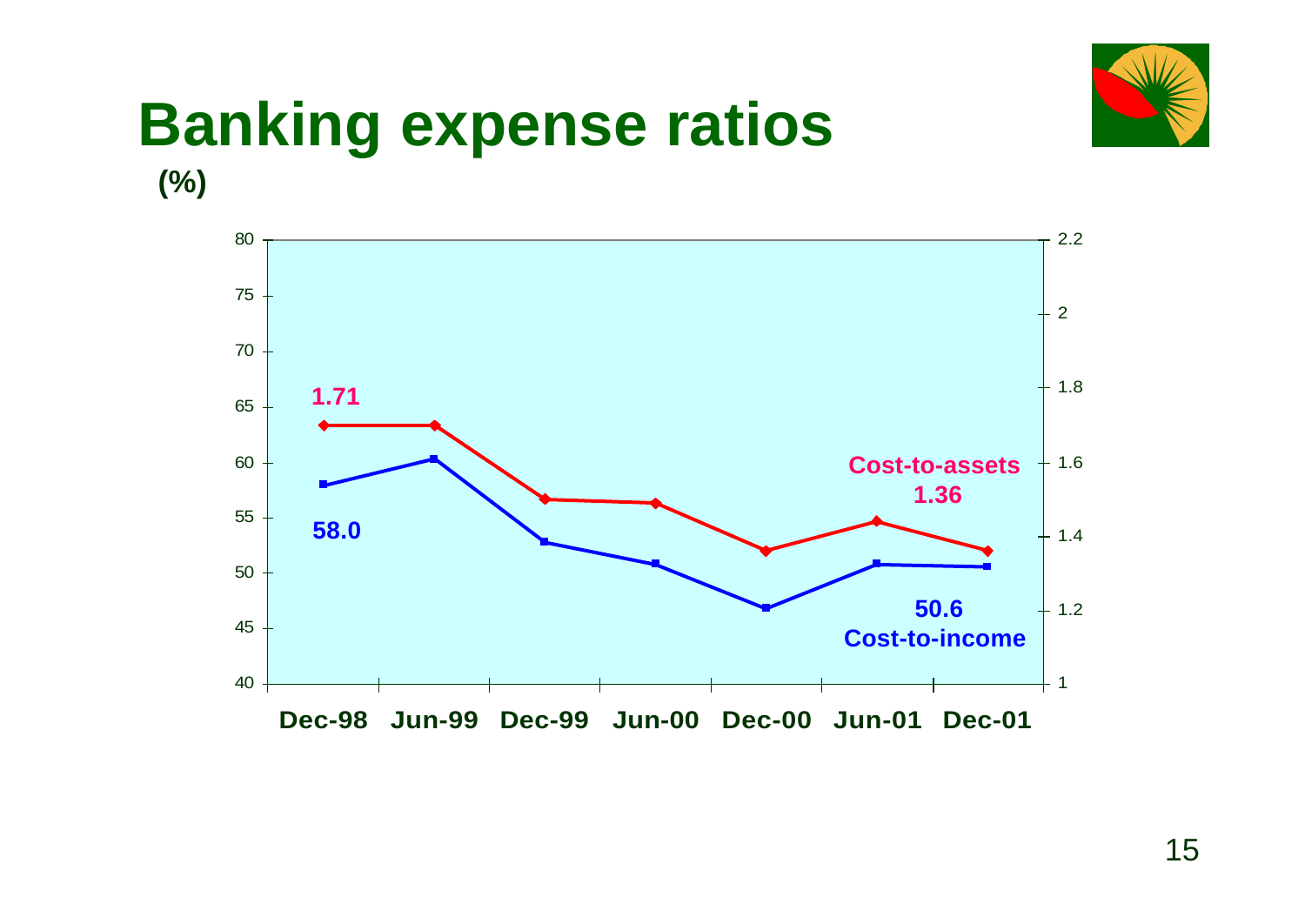# Banking expense ratios

**(%)**

| | Dec-98 | Jun-99 | Dec-99 | Jun-00 | Dec-00 | Jun-01 | Dec-01 |
|---|---|---|---|---|---|---|---|
| Cost-to-assets | 1.71 | | | | | | 1.36 |
| Cost-to-income | 58.0 | | | | | | 50.6 |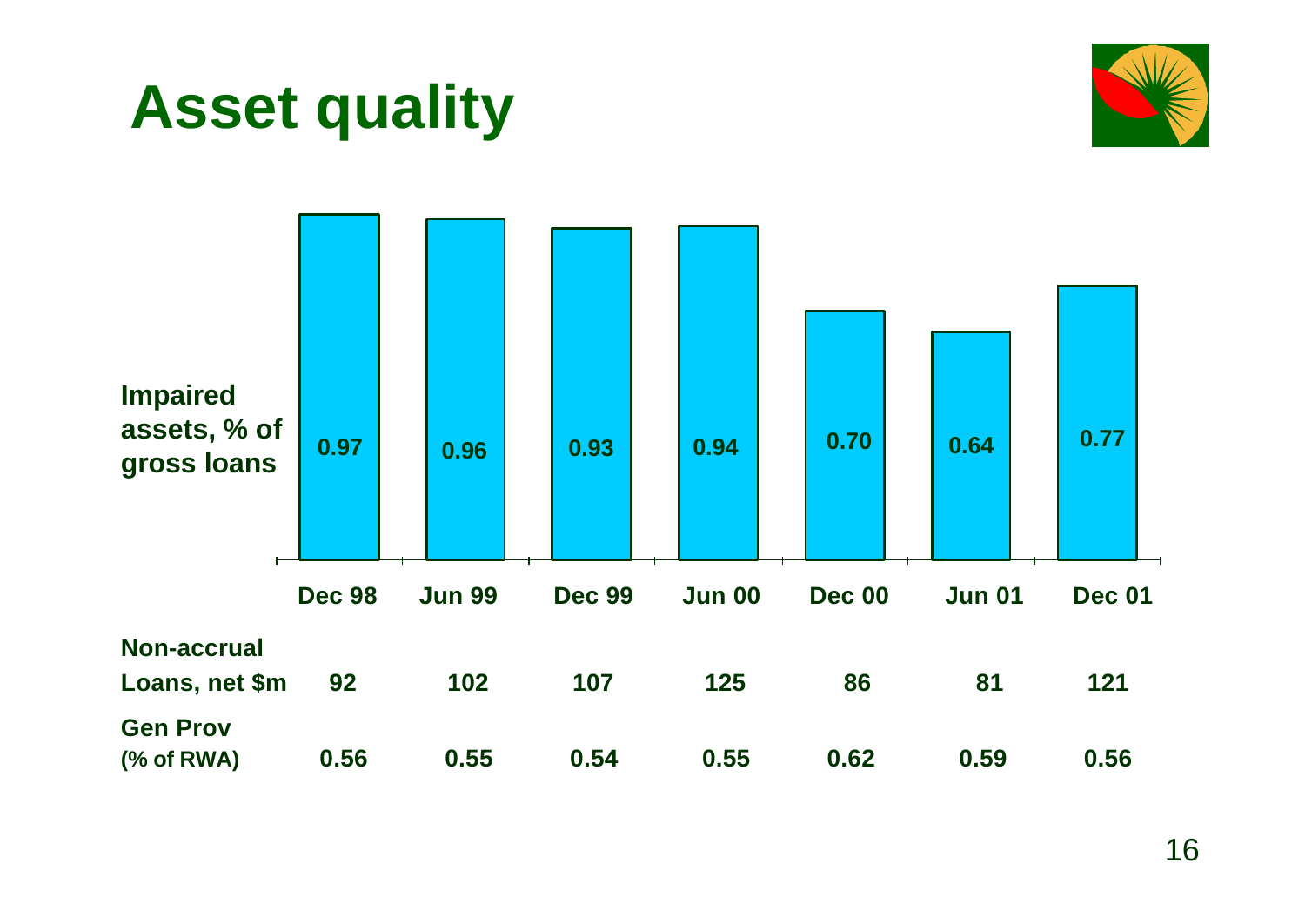# Asset quality

| | Dec 98 | Jun 99 | Dec 99 | Jun 00 | Dec 00 | Jun 01 | Dec 01 |
|---|---|---|---|---|---|---|---|
| Impaired assets, % of gross loans | 0.97 | 0.96 | 0.93 | 0.94 | 0.70 | 0.64 | 0.77 |
| Non-accrual Loans, net $m | 92 | 102 | 107 | 125 | 86 | 81 | 121 |
| Gen Prov (% of RWA) | 0.56 | 0.55 | 0.54 | 0.55 | 0.62 | 0.59 | 0.56 |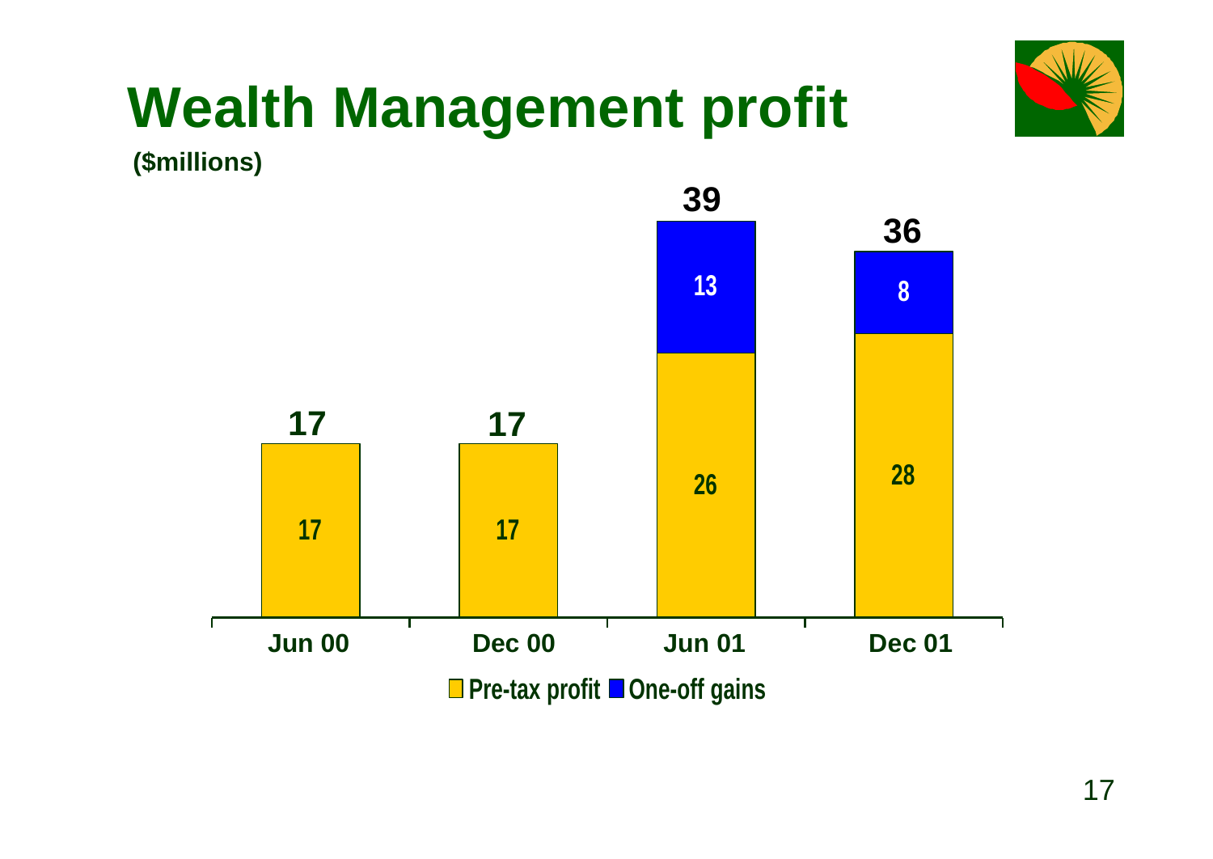# Wealth Management profit

**($millions)**

| | Jun 00 | Dec 00 | Jun 01 | Dec 01 |
|---|---|---|---|---|
| Pre-tax profit | 17 | 17 | 26 | 28 |
| One-off gains | | | 13 | 8 |
| Total | 17 | 17 | 39 | 36 |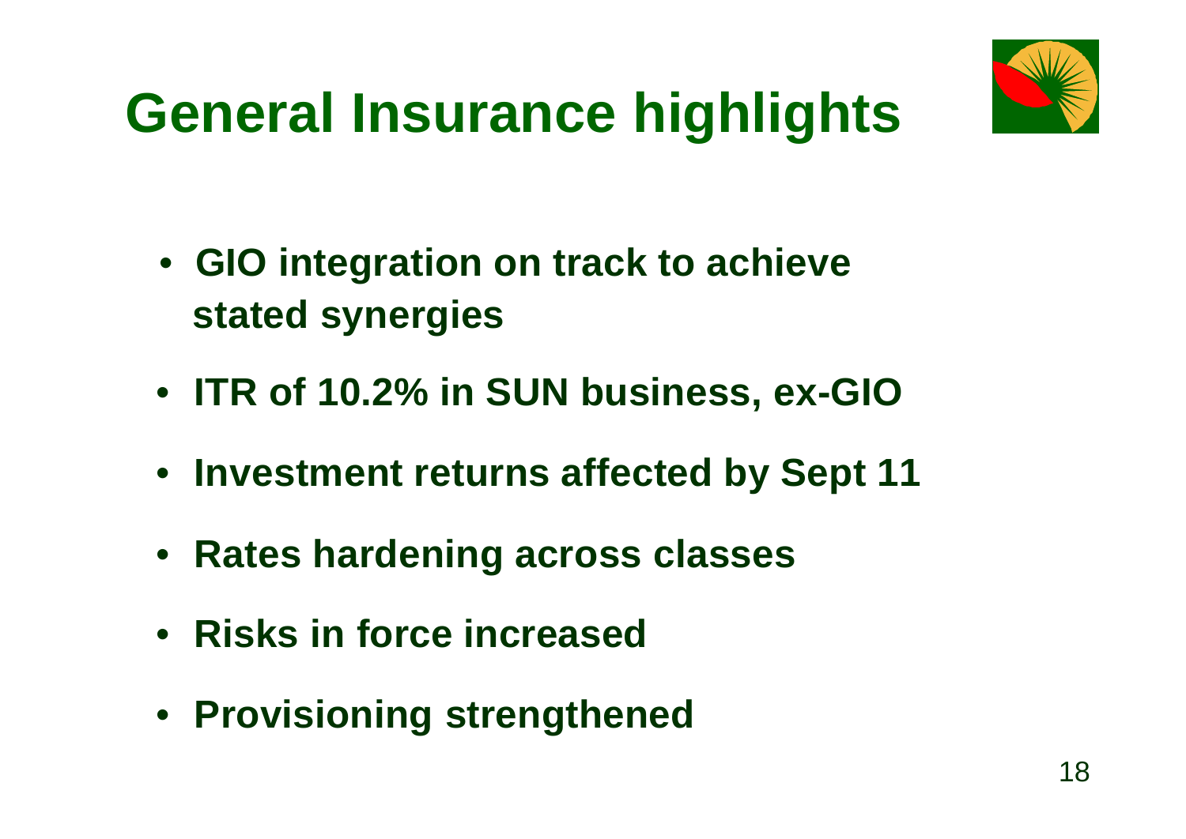# General Insurance highlights

- GIO integration on track to achieve stated synergies
- ITR of 10.2% in SUN business, ex-GIO
- Investment returns affected by Sept 11
- Rates hardening across classes
- Risks in force increased
- Provisioning strengthened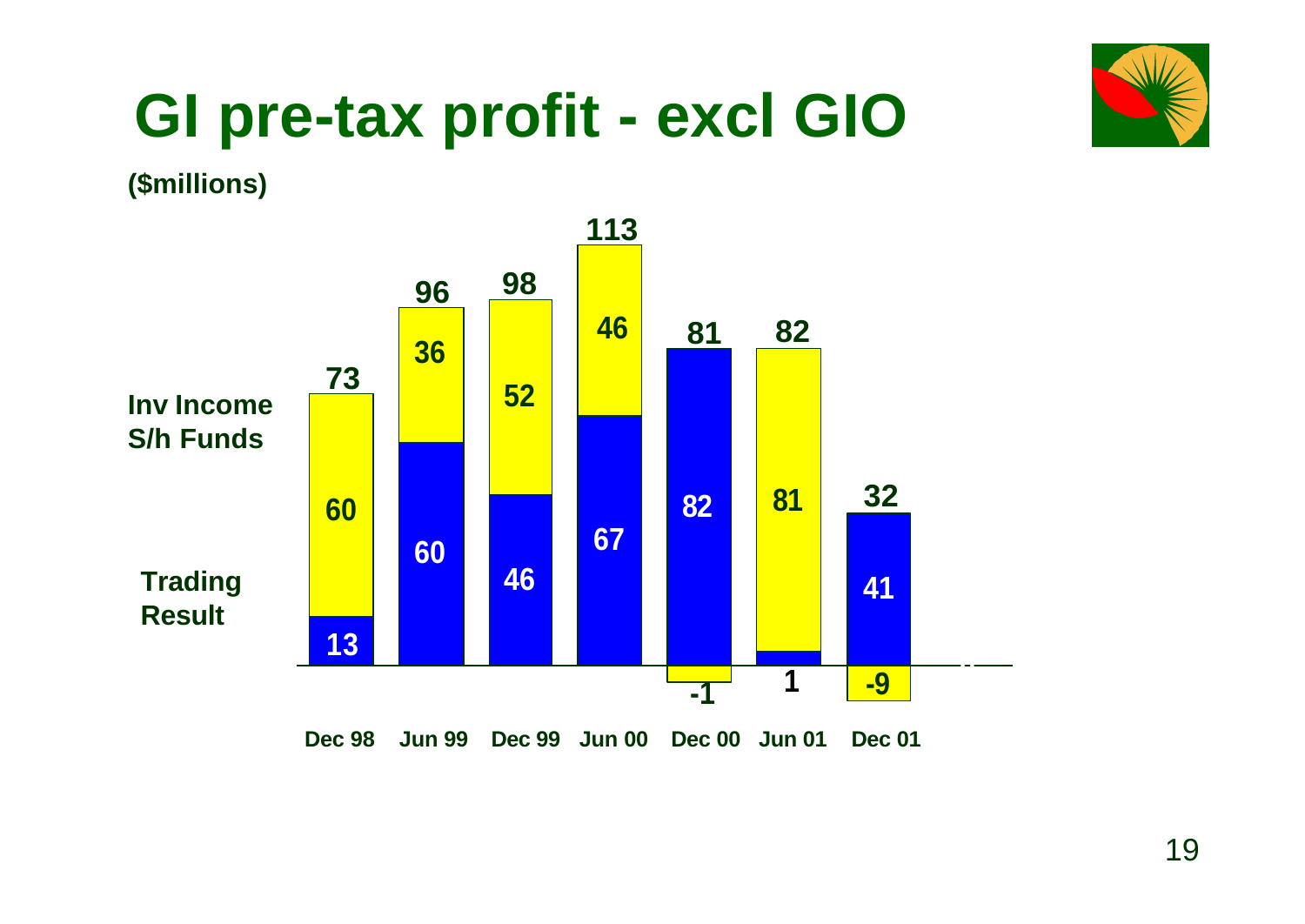# GI pre-tax profit - excl GIO

**($millions)**

| | Dec 98 | Jun 99 | Dec 99 | Jun 00 | Dec 00 | Jun 01 | Dec 01 |
|---|---|---|---|---|---|---|---|
| Inv Income S/h Funds | 60 | 36 | 52 | 46 | -1 | 81 | -9 |
| Trading Result | 13 | 60 | 46 | 67 | 82 | 1 | 41 |
| Total | 73 | 96 | 98 | 113 | 81 | 82 | 32 |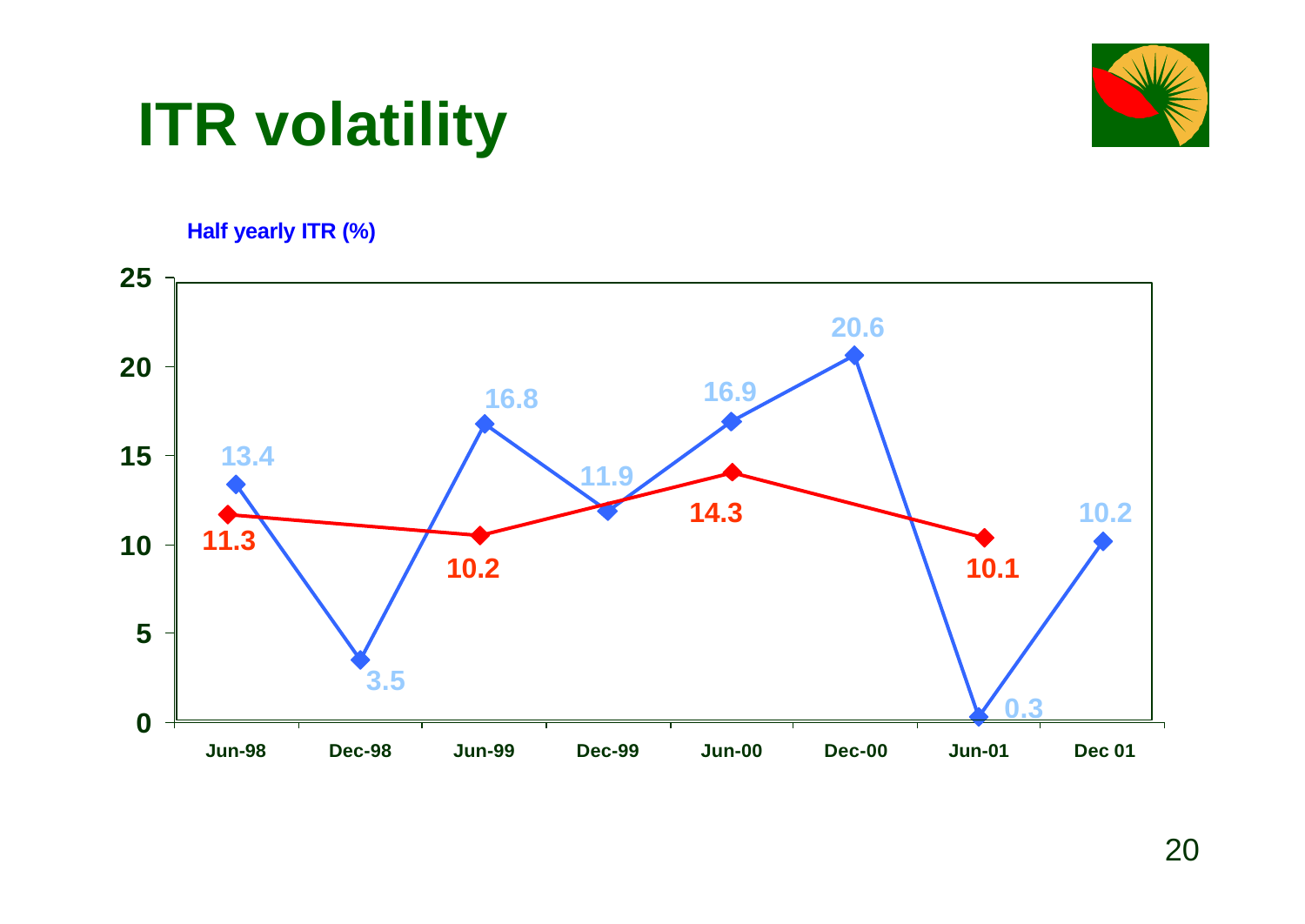# ITR volatility

**Half yearly ITR (%)**

| Period | Half yearly ITR (%) | Annual ITR (%) |
|---|---|---|
| Jun-98 | 13.4 | 11.3 |
| Dec-98 | 3.5 | |
| Jun-99 | 16.8 | 10.2 |
| Dec-99 | 11.9 | |
| Jun-00 | 16.9 | 14.3 |
| Dec-00 | 20.6 | |
| Jun-01 | 0.3 | 10.1 |
| Dec 01 | 10.2 | |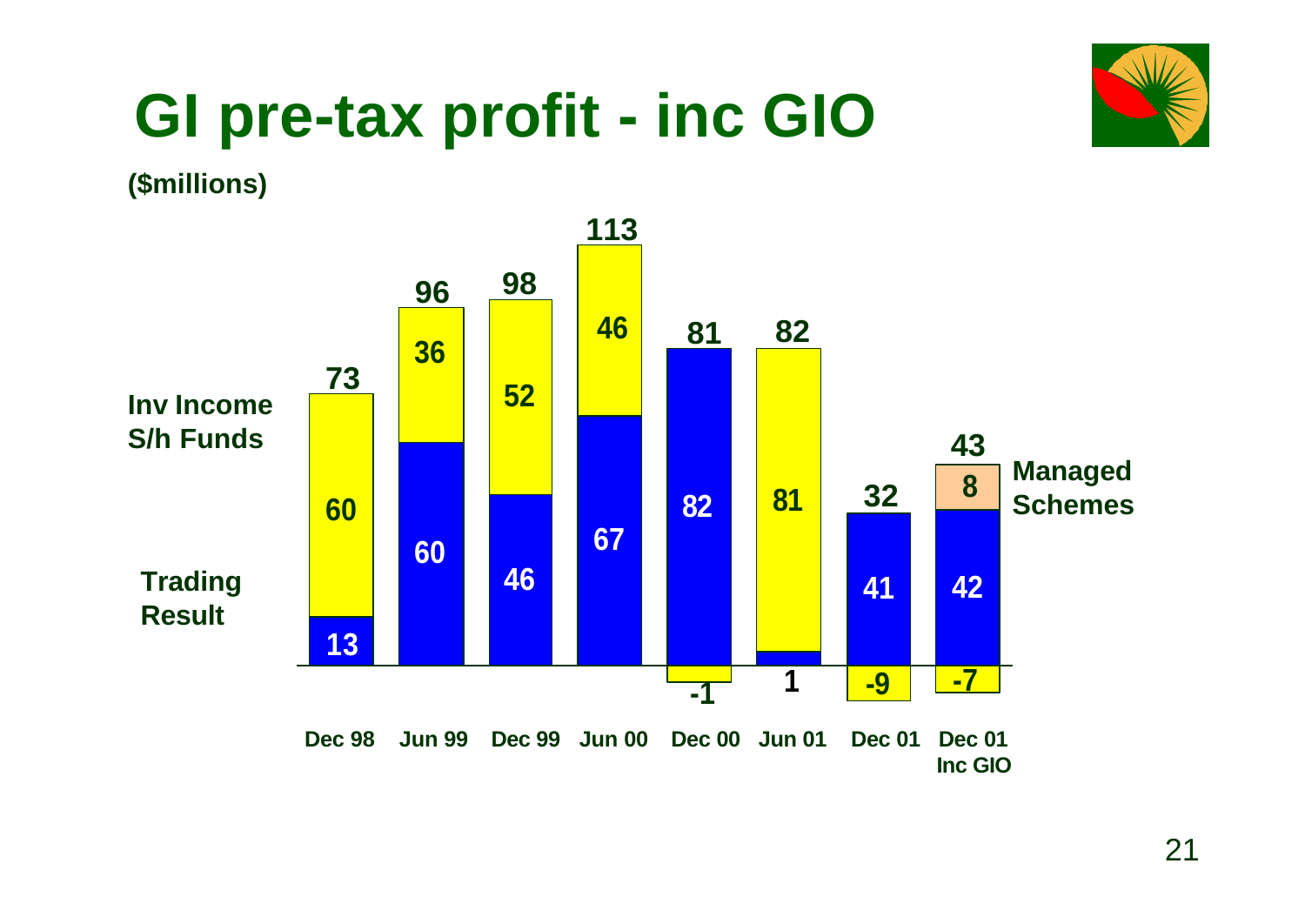# GI pre-tax profit - inc GIO

($millions)

| | Dec 98 | Jun 99 | Dec 99 | Jun 00 | Dec 00 | Jun 01 | Dec 01 | Dec 01 Inc GIO |
|---|---|---|---|---|---|---|---|---|
| Inv Income S/h Funds | 60 | 36 | 52 | 46 | -1 | 81 | -9 | -7 |
| Trading Result | 13 | 60 | 46 | 67 | 82 | 1 | 41 | 42 |
| Managed Schemes | | | | | | | | 8 |
| Total | 73 | 96 | 98 | 113 | 81 | 82 | 32 | 43 |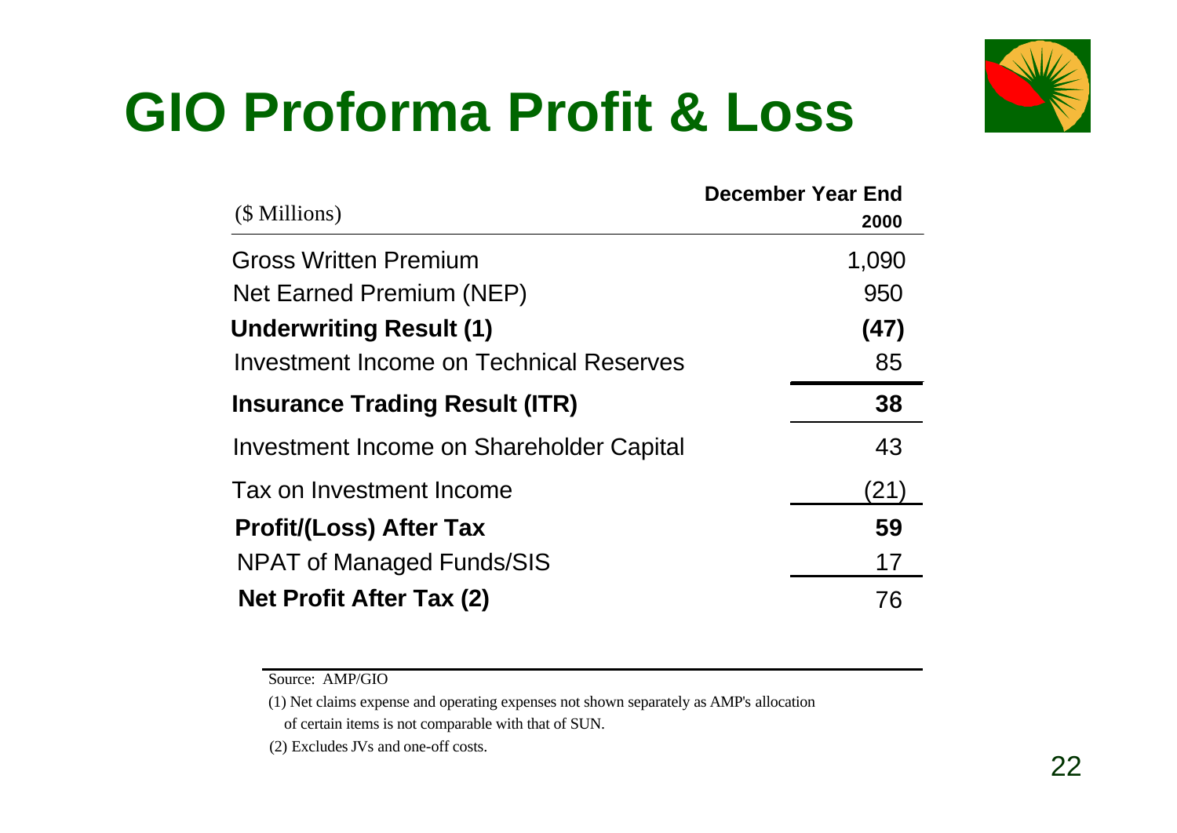# GIO Proforma Profit & Loss

| ($ Millions) | December Year End 2000 |
|---|---|
| Gross Written Premium | 1,090 |
| Net Earned Premium (NEP) | 950 |
| **Underwriting Result (1)** | **(47)** |
| Investment Income on Technical Reserves | 85 |
| **Insurance Trading Result (ITR)** | **38** |
| Investment Income on Shareholder Capital | 43 |
| Tax on Investment Income | (21) |
| **Profit/(Loss) After Tax** | **59** |
| NPAT of Managed Funds/SIS | 17 |
| **Net Profit After Tax (2)** | 76 |

Source: AMP/GIO

(1) Net claims expense and operating expenses not shown separately as AMP's allocation of certain items is not comparable with that of SUN.

(2) Excludes JVs and one-off costs.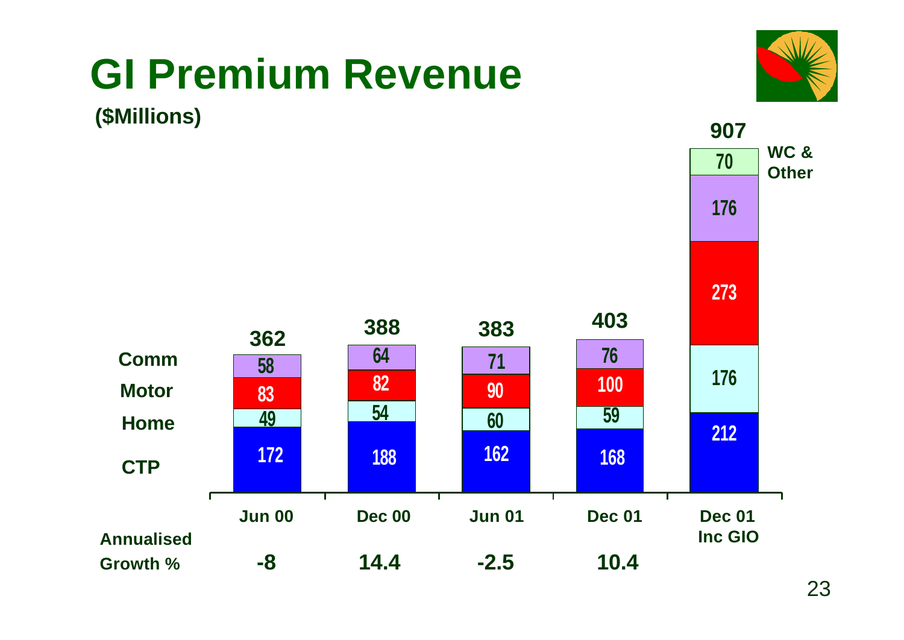# GI Premium Revenue

**($Millions)**

| | Jun 00 | Dec 00 | Jun 01 | Dec 01 | Dec 01 Inc GIO |
|---|---|---|---|---|---|
| WC & Other | | | | | 70 |
| Comm | 58 | 64 | 71 | 76 | 176 |
| Motor | 83 | 82 | 90 | 100 | 273 |
| Home | 49 | 54 | 60 | 59 | 176 |
| CTP | 172 | 188 | 162 | 168 | 212 |
| **Total** | **362** | **388** | **383** | **403** | **907** |
| **Annualised Growth %** | **-8** | **14.4** | **-2.5** | **10.4** | |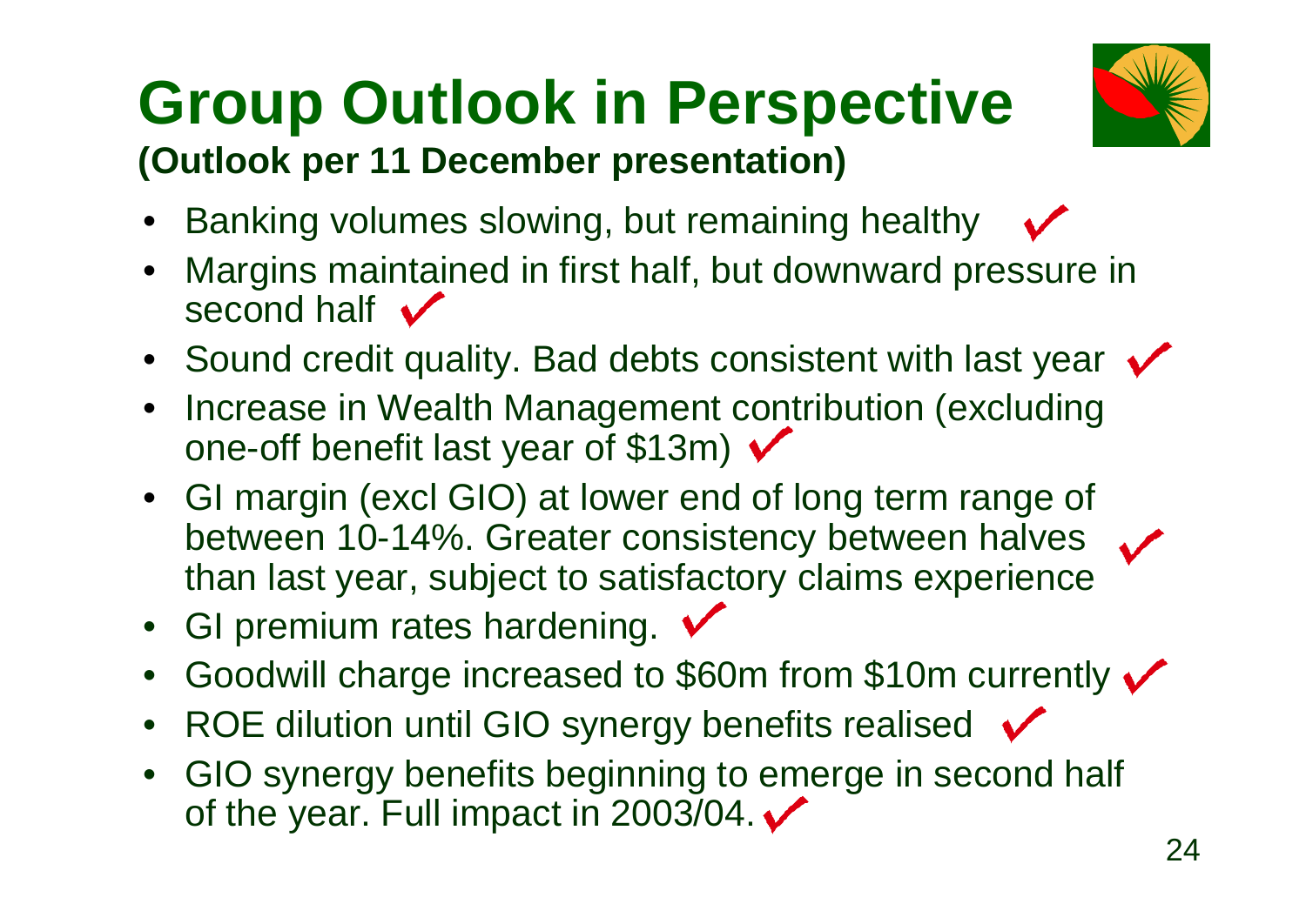# Group Outlook in Perspective

**(Outlook per 11 December presentation)**

- Banking volumes slowing, but remaining healthy ✓
- Margins maintained in first half, but downward pressure in second half ✓
- Sound credit quality. Bad debts consistent with last year ✓
- Increase in Wealth Management contribution (excluding one-off benefit last year of $13m) ✓
- GI margin (excl GIO) at lower end of long term range of between 10-14%. Greater consistency between halves than last year, subject to satisfactory claims experience ✓
- GI premium rates hardening. ✓
- Goodwill charge increased to $60m from $10m currently ✓
- ROE dilution until GIO synergy benefits realised ✓
- GIO synergy benefits beginning to emerge in second half of the year. Full impact in 2003/04. ✓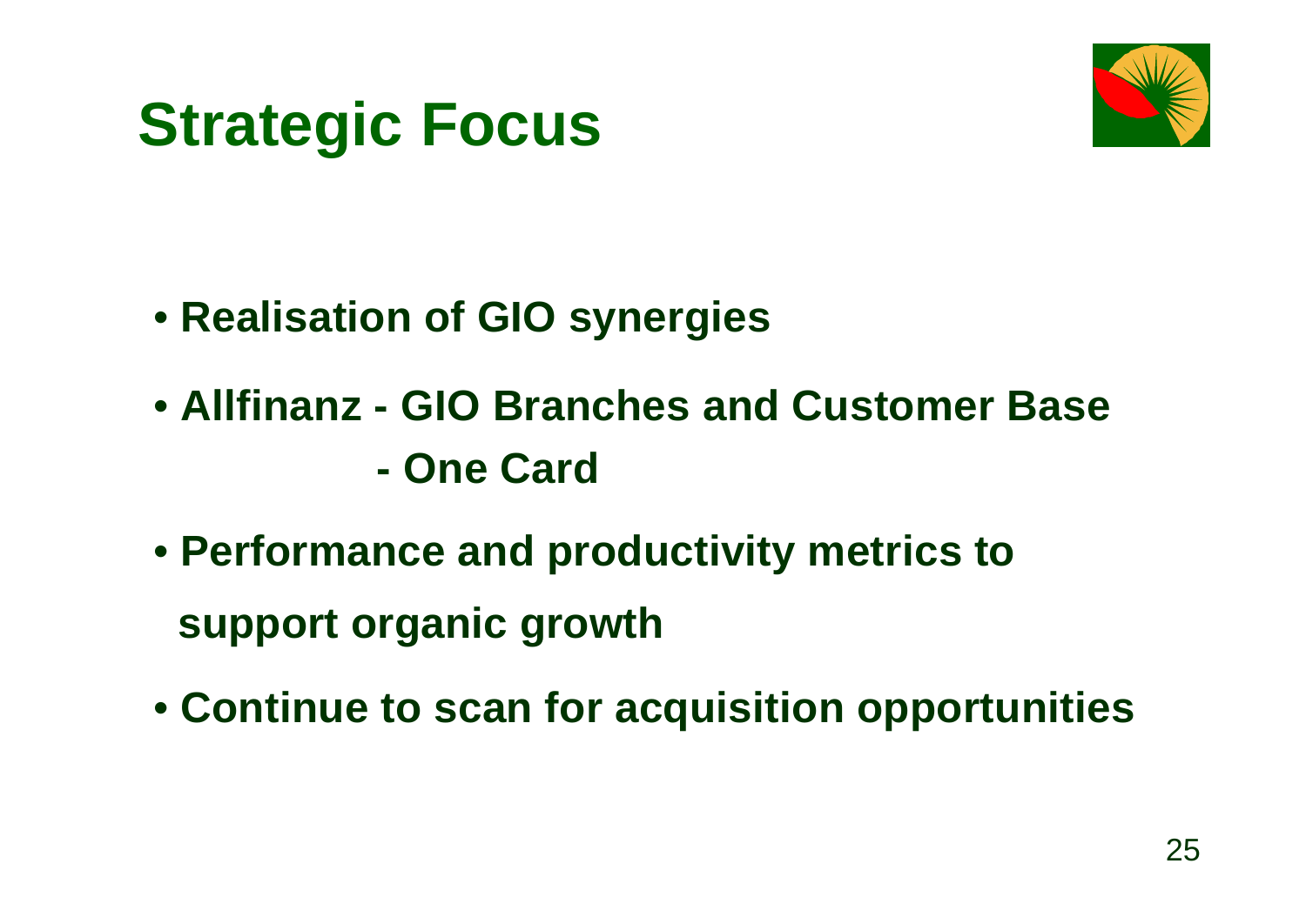# Strategic Focus

- **Realisation of GIO synergies**
- **Allfinanz - GIO Branches and Customer Base**
  **- One Card**
- **Performance and productivity metrics to support organic growth**
- **Continue to scan for acquisition opportunities**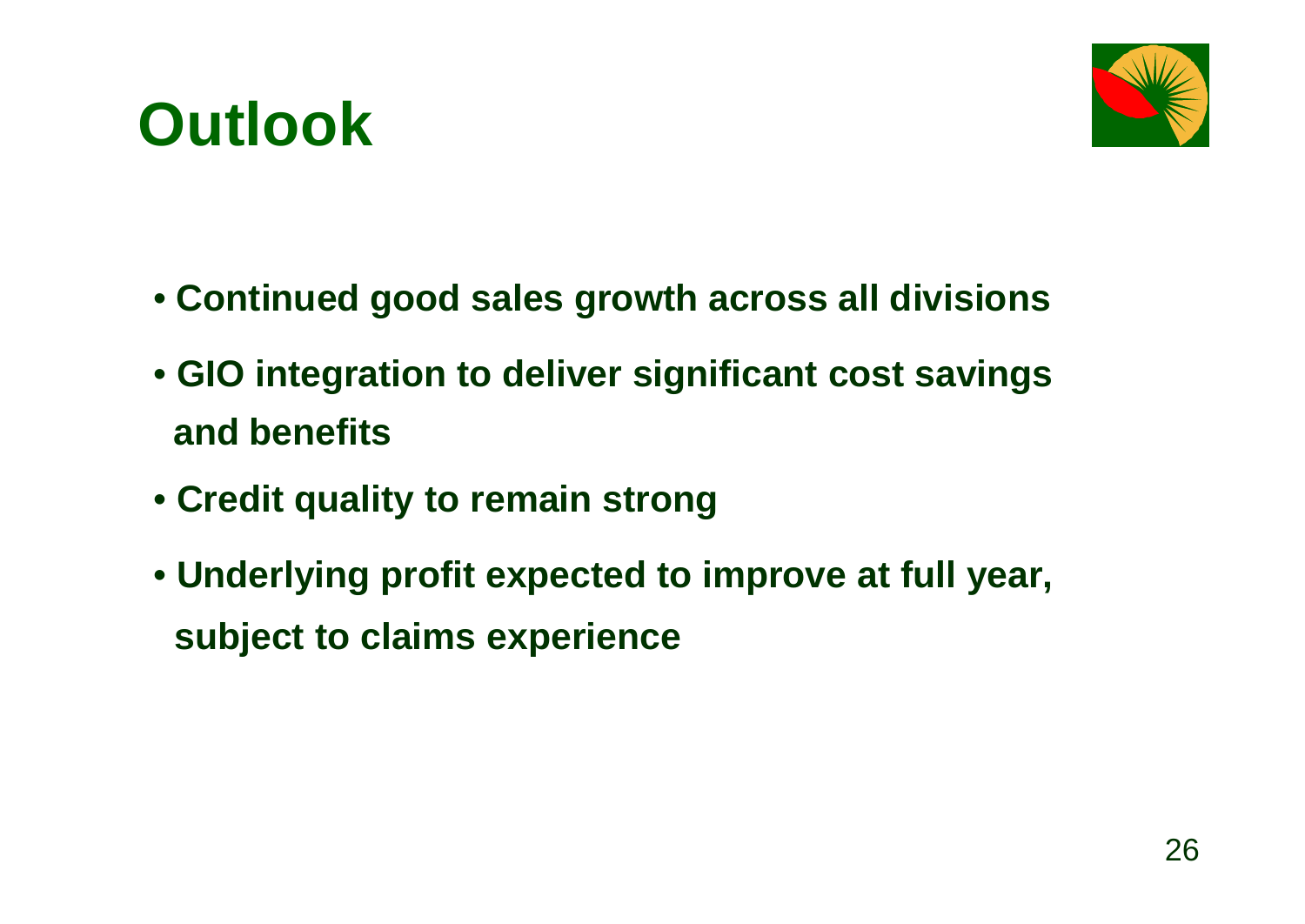# Outlook

- **Continued good sales growth across all divisions**
- **GIO integration to deliver significant cost savings and benefits**
- **Credit quality to remain strong**
- **Underlying profit expected to improve at full year, subject to claims experience**